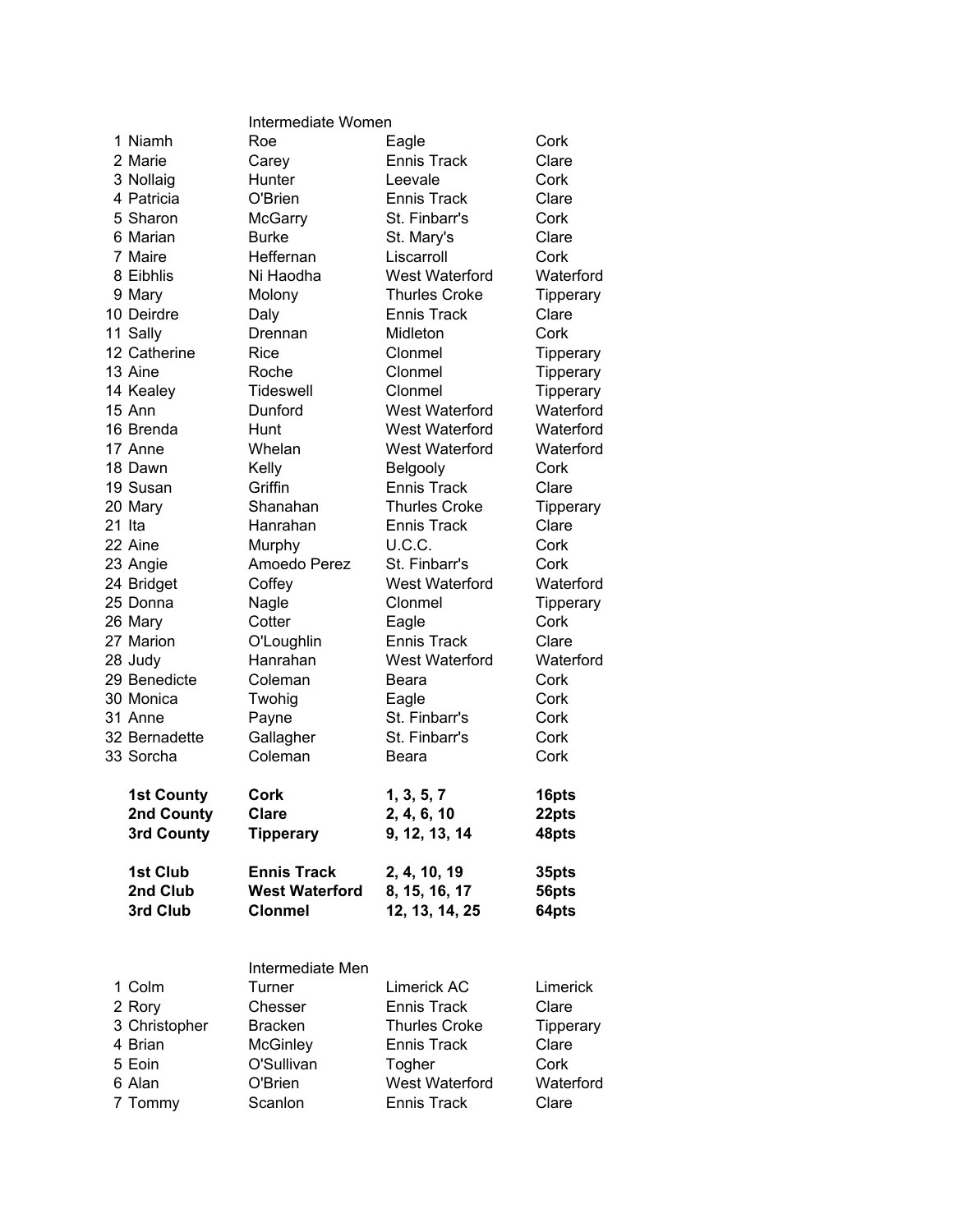## Intermediate Women

| Pos | First Name | Surname | Club | County |
|---|---|---|---|---|
| 1 | Niamh | Roe | Eagle | Cork |
| 2 | Marie | Carey | Ennis Track | Clare |
| 3 | Nollaig | Hunter | Leevale | Cork |
| 4 | Patricia | O'Brien | Ennis Track | Clare |
| 5 | Sharon | McGarry | St. Finbarr's | Cork |
| 6 | Marian | Burke | St. Mary's | Clare |
| 7 | Maire | Heffernan | Liscarroll | Cork |
| 8 | Eibhlis | Ni Haodha | West Waterford | Waterford |
| 9 | Mary | Molony | Thurles Croke | Tipperary |
| 10 | Deirdre | Daly | Ennis Track | Clare |
| 11 | Sally | Drennan | Midleton | Cork |
| 12 | Catherine | Rice | Clonmel | Tipperary |
| 13 | Aine | Roche | Clonmel | Tipperary |
| 14 | Kealey | Tideswell | Clonmel | Tipperary |
| 15 | Ann | Dunford | West Waterford | Waterford |
| 16 | Brenda | Hunt | West Waterford | Waterford |
| 17 | Anne | Whelan | West Waterford | Waterford |
| 18 | Dawn | Kelly | Belgooly | Cork |
| 19 | Susan | Griffin | Ennis Track | Clare |
| 20 | Mary | Shanahan | Thurles Croke | Tipperary |
| 21 | Ita | Hanrahan | Ennis Track | Clare |
| 22 | Aine | Murphy | U.C.C. | Cork |
| 23 | Angie | Amoedo Perez | St. Finbarr's | Cork |
| 24 | Bridget | Coffey | West Waterford | Waterford |
| 25 | Donna | Nagle | Clonmel | Tipperary |
| 26 | Mary | Cotter | Eagle | Cork |
| 27 | Marion | O'Loughlin | Ennis Track | Clare |
| 28 | Judy | Hanrahan | West Waterford | Waterford |
| 29 | Benedicte | Coleman | Beara | Cork |
| 30 | Monica | Twohig | Eagle | Cork |
| 31 | Anne | Payne | St. Finbarr's | Cork |
| 32 | Bernadette | Gallagher | St. Finbarr's | Cork |
| 33 | Sorcha | Coleman | Beara | Cork |

| | | | |
|---|---|---|---|
| **1st County** | **Cork** | **1, 3, 5, 7** | **16pts** |
| **2nd County** | **Clare** | **2, 4, 6, 10** | **22pts** |
| **3rd County** | **Tipperary** | **9, 12, 13, 14** | **48pts** |

| | | | |
|---|---|---|---|
| **1st Club** | **Ennis Track** | **2, 4, 10, 19** | **35pts** |
| **2nd Club** | **West Waterford** | **8, 15, 16, 17** | **56pts** |
| **3rd Club** | **Clonmel** | **12, 13, 14, 25** | **64pts** |

## Intermediate Men

| Pos | First Name | Surname | Club | County |
|---|---|---|---|---|
| 1 | Colm | Turner | Limerick AC | Limerick |
| 2 | Rory | Chesser | Ennis Track | Clare |
| 3 | Christopher | Bracken | Thurles Croke | Tipperary |
| 4 | Brian | McGinley | Ennis Track | Clare |
| 5 | Eoin | O'Sullivan | Togher | Cork |
| 6 | Alan | O'Brien | West Waterford | Waterford |
| 7 | Tommy | Scanlon | Ennis Track | Clare |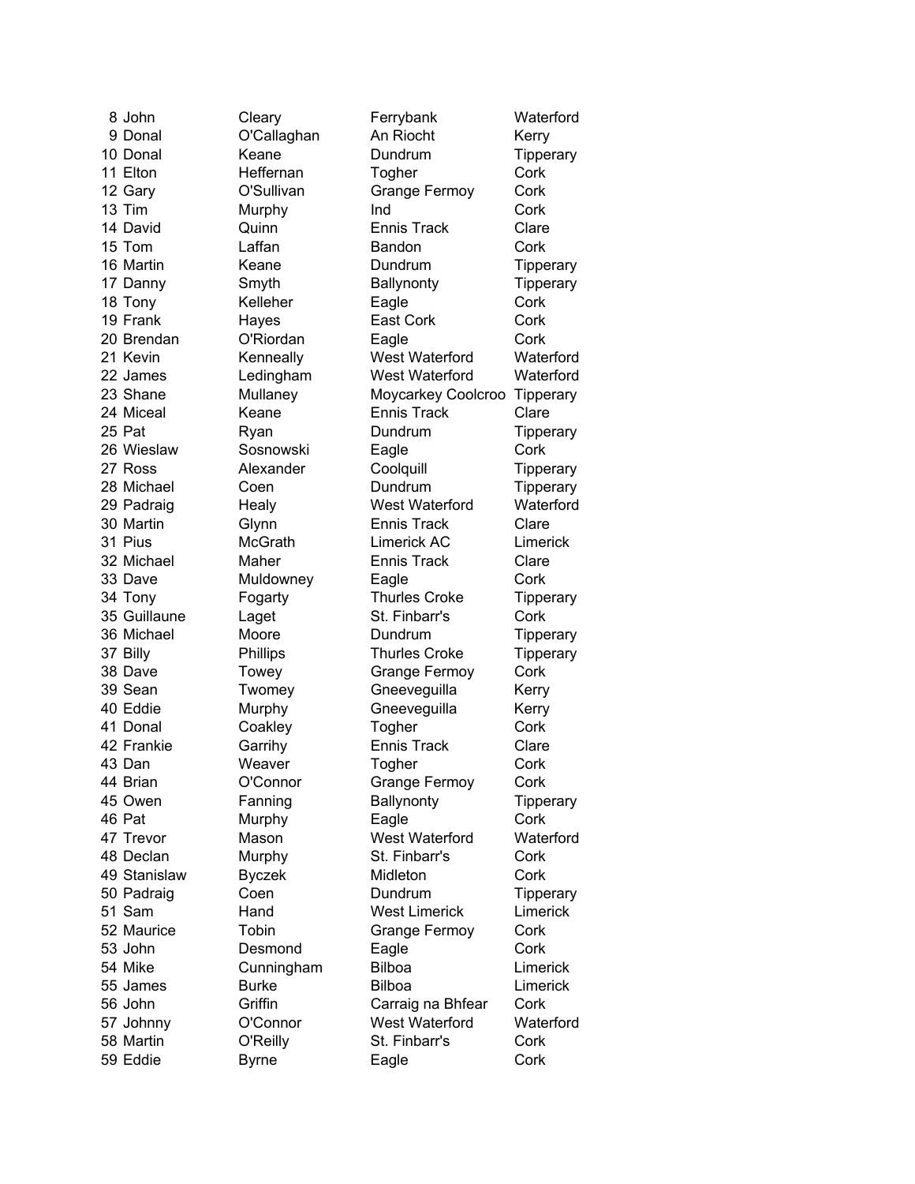| | | | | |
|---|---|---|---|---|
| 8 | John | Cleary | Ferrybank | Waterford |
| 9 | Donal | O'Callaghan | An Riocht | Kerry |
| 10 | Donal | Keane | Dundrum | Tipperary |
| 11 | Elton | Heffernan | Togher | Cork |
| 12 | Gary | O'Sullivan | Grange Fermoy | Cork |
| 13 | Tim | Murphy | Ind | Cork |
| 14 | David | Quinn | Ennis Track | Clare |
| 15 | Tom | Laffan | Bandon | Cork |
| 16 | Martin | Keane | Dundrum | Tipperary |
| 17 | Danny | Smyth | Ballynonty | Tipperary |
| 18 | Tony | Kelleher | Eagle | Cork |
| 19 | Frank | Hayes | East Cork | Cork |
| 20 | Brendan | O'Riordan | Eagle | Cork |
| 21 | Kevin | Kenneally | West Waterford | Waterford |
| 22 | James | Ledingham | West Waterford | Waterford |
| 23 | Shane | Mullaney | Moycarkey Coolcroo | Tipperary |
| 24 | Miceal | Keane | Ennis Track | Clare |
| 25 | Pat | Ryan | Dundrum | Tipperary |
| 26 | Wieslaw | Sosnowski | Eagle | Cork |
| 27 | Ross | Alexander | Coolquill | Tipperary |
| 28 | Michael | Coen | Dundrum | Tipperary |
| 29 | Padraig | Healy | West Waterford | Waterford |
| 30 | Martin | Glynn | Ennis Track | Clare |
| 31 | Pius | McGrath | Limerick AC | Limerick |
| 32 | Michael | Maher | Ennis Track | Clare |
| 33 | Dave | Muldowney | Eagle | Cork |
| 34 | Tony | Fogarty | Thurles Croke | Tipperary |
| 35 | Guillaune | Laget | St. Finbarr's | Cork |
| 36 | Michael | Moore | Dundrum | Tipperary |
| 37 | Billy | Phillips | Thurles Croke | Tipperary |
| 38 | Dave | Towey | Grange Fermoy | Cork |
| 39 | Sean | Twomey | Gneeveguilla | Kerry |
| 40 | Eddie | Murphy | Gneeveguilla | Kerry |
| 41 | Donal | Coakley | Togher | Cork |
| 42 | Frankie | Garrihy | Ennis Track | Clare |
| 43 | Dan | Weaver | Togher | Cork |
| 44 | Brian | O'Connor | Grange Fermoy | Cork |
| 45 | Owen | Fanning | Ballynonty | Tipperary |
| 46 | Pat | Murphy | Eagle | Cork |
| 47 | Trevor | Mason | West Waterford | Waterford |
| 48 | Declan | Murphy | St. Finbarr's | Cork |
| 49 | Stanislaw | Byczek | Midleton | Cork |
| 50 | Padraig | Coen | Dundrum | Tipperary |
| 51 | Sam | Hand | West Limerick | Limerick |
| 52 | Maurice | Tobin | Grange Fermoy | Cork |
| 53 | John | Desmond | Eagle | Cork |
| 54 | Mike | Cunningham | Bilboa | Limerick |
| 55 | James | Burke | Bilboa | Limerick |
| 56 | John | Griffin | Carraig na Bhfear | Cork |
| 57 | Johnny | O'Connor | West Waterford | Waterford |
| 58 | Martin | O'Reilly | St. Finbarr's | Cork |
| 59 | Eddie | Byrne | Eagle | Cork |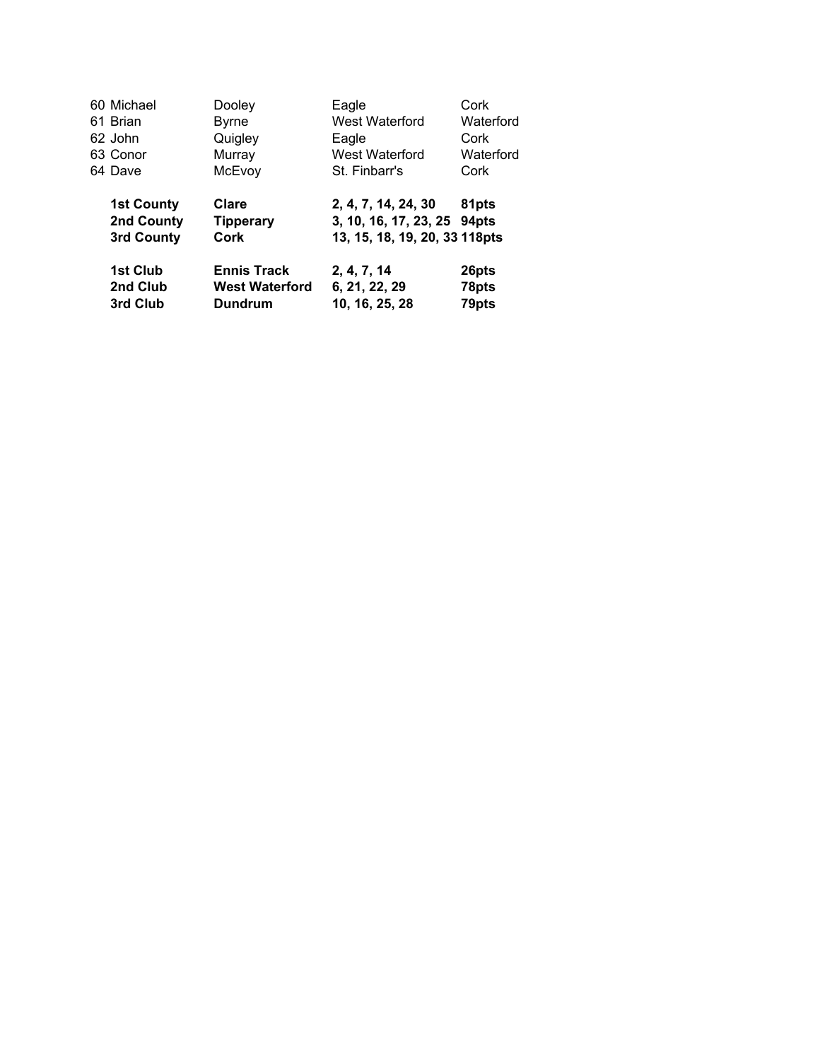| | | | |
|---|---|---|---|
| 60 Michael | Dooley | Eagle | Cork |
| 61 Brian | Byrne | West Waterford | Waterford |
| 62 John | Quigley | Eagle | Cork |
| 63 Conor | Murray | West Waterford | Waterford |
| 64 Dave | McEvoy | St. Finbarr's | Cork |

| | | | |
|---|---|---|---|
| **1st County** | **Clare** | **2, 4, 7, 14, 24, 30** | **81pts** |
| **2nd County** | **Tipperary** | **3, 10, 16, 17, 23, 25** | **94pts** |
| **3rd County** | **Cork** | **13, 15, 18, 19, 20, 33** | **118pts** |

| | | | |
|---|---|---|---|
| **1st Club** | **Ennis Track** | **2, 4, 7, 14** | **26pts** |
| **2nd Club** | **West Waterford** | **6, 21, 22, 29** | **78pts** |
| **3rd Club** | **Dundrum** | **10, 16, 25, 28** | **79pts** |